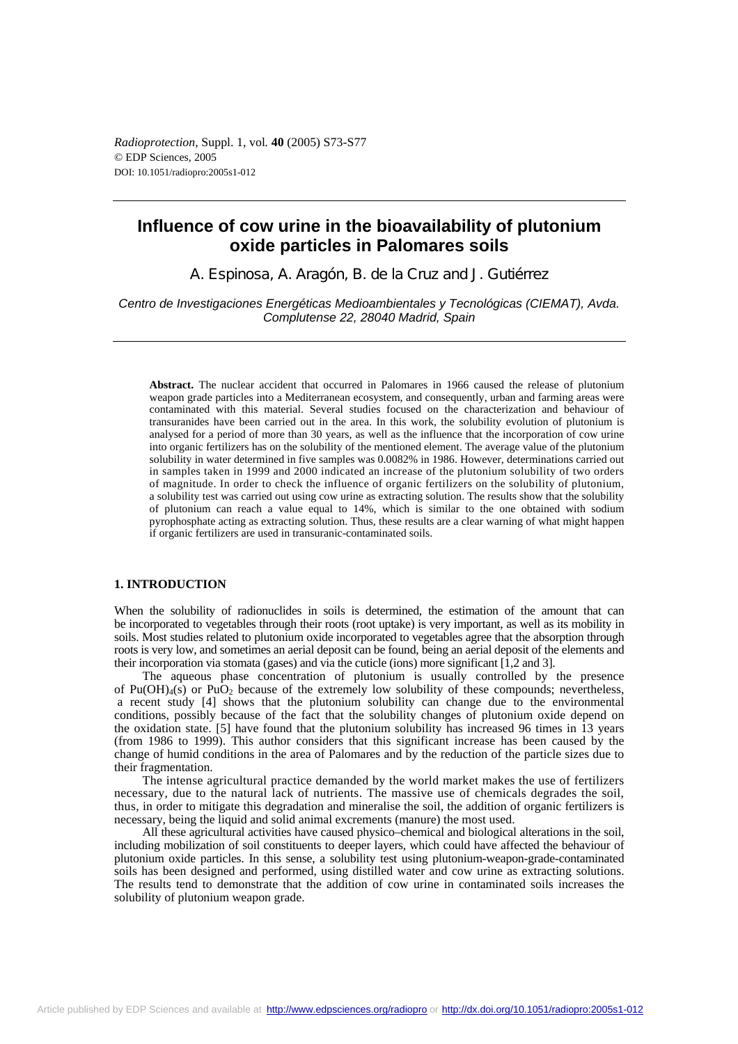# Influence of cow urine in the bioavailability of plutonium oxide particles in Palomares soils

A. Espinosa, A. Aragón, B. de la Cruz and J. Gutiérrez

*Centro de Investigaciones Energéticas Medioambientales y Tecnológicas (CIEMAT), Avda. Complutense 22, 28040 Madrid, Spain*

**Abstract.** The nuclear accident that occurred in Palomares in 1966 caused the release of plutonium weapon grade particles into a Mediterranean ecosystem, and consequently, urban and farming areas were contaminated with this material. Several studies focused on the characterization and behaviour of transuranides have been carried out in the area. In this work, the solubility evolution of plutonium is analysed for a period of more than 30 years, as well as the influence that the incorporation of cow urine into organic fertilizers has on the solubility of the mentioned element. The average value of the plutonium solubility in water determined in five samples was 0.0082% in 1986. However, determinations carried out in samples taken in 1999 and 2000 indicated an increase of the plutonium solubility of two orders of magnitude. In order to check the influence of organic fertilizers on the solubility of plutonium, a solubility test was carried out using cow urine as extracting solution. The results show that the solubility of plutonium can reach a value equal to 14%, which is similar to the one obtained with sodium pyrophosphate acting as extracting solution. Thus, these results are a clear warning of what might happen if organic fertilizers are used in transuranic-contaminated soils.

## 1. INTRODUCTION

When the solubility of radionuclides in soils is determined, the estimation of the amount that can be incorporated to vegetables through their roots (root uptake) is very important, as well as its mobility in soils. Most studies related to plutonium oxide incorporated to vegetables agree that the absorption through roots is very low, and sometimes an aerial deposit can be found, being an aerial deposit of the elements and their incorporation via stomata (gases) and via the cuticle (ions) more significant [1,2 and 3].

The aqueous phase concentration of plutonium is usually controlled by the presence of $Pu(OH)_4(s)$ or $PuO_2$ because of the extremely low solubility of these compounds; nevertheless, a recent study [4] shows that the plutonium solubility can change due to the environmental conditions, possibly because of the fact that the solubility changes of plutonium oxide depend on the oxidation state. [5] have found that the plutonium solubility has increased 96 times in 13 years (from 1986 to 1999). This author considers that this significant increase has been caused by the change of humid conditions in the area of Palomares and by the reduction of the particle sizes due to their fragmentation.

The intense agricultural practice demanded by the world market makes the use of fertilizers necessary, due to the natural lack of nutrients. The massive use of chemicals degrades the soil, thus, in order to mitigate this degradation and mineralise the soil, the addition of organic fertilizers is necessary, being the liquid and solid animal excrements (manure) the most used.

All these agricultural activities have caused physico–chemical and biological alterations in the soil, including mobilization of soil constituents to deeper layers, which could have affected the behaviour of plutonium oxide particles. In this sense, a solubility test using plutonium-weapon-grade-contaminated soils has been designed and performed, using distilled water and cow urine as extracting solutions. The results tend to demonstrate that the addition of cow urine in contaminated soils increases the solubility of plutonium weapon grade.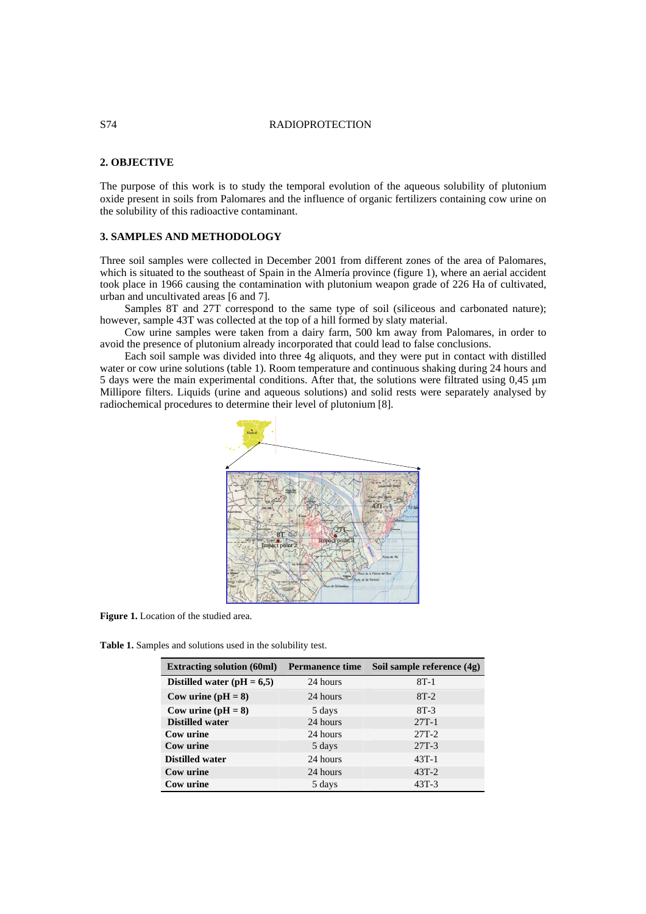## 2. OBJECTIVE

The purpose of this work is to study the temporal evolution of the aqueous solubility of plutonium oxide present in soils from Palomares and the influence of organic fertilizers containing cow urine on the solubility of this radioactive contaminant.

## 3. SAMPLES AND METHODOLOGY

Three soil samples were collected in December 2001 from different zones of the area of Palomares, which is situated to the southeast of Spain in the Almería province (figure 1), where an aerial accident took place in 1966 causing the contamination with plutonium weapon grade of 226 Ha of cultivated, urban and uncultivated areas [6 and 7].

Samples 8T and 27T correspond to the same type of soil (siliceous and carbonated nature); however, sample 43T was collected at the top of a hill formed by slaty material.

Cow urine samples were taken from a dairy farm, 500 km away from Palomares, in order to avoid the presence of plutonium already incorporated that could lead to false conclusions.

Each soil sample was divided into three 4g aliquots, and they were put in contact with distilled water or cow urine solutions (table 1). Room temperature and continuous shaking during 24 hours and 5 days were the main experimental conditions. After that, the solutions were filtrated using 0,45 μm Millipore filters. Liquids (urine and aqueous solutions) and solid rests were separately analysed by radiochemical procedures to determine their level of plutonium [8].

**Figure 1.** Location of the studied area.

**Table 1.** Samples and solutions used in the solubility test.

| Extracting solution (60ml) | Permanence time | Soil sample reference (4g) |
|---|---|---|
| **Distilled water (pH = 6,5)** | 24 hours | 8T-1 |
| **Cow urine (pH = 8)** | 24 hours | 8T-2 |
| **Cow urine (pH = 8)** | 5 days | 8T-3 |
| **Distilled water** | 24 hours | 27T-1 |
| **Cow urine** | 24 hours | 27T-2 |
| **Cow urine** | 5 days | 27T-3 |
| **Distilled water** | 24 hours | 43T-1 |
| **Cow urine** | 24 hours | 43T-2 |
| **Cow urine** | 5 days | 43T-3 |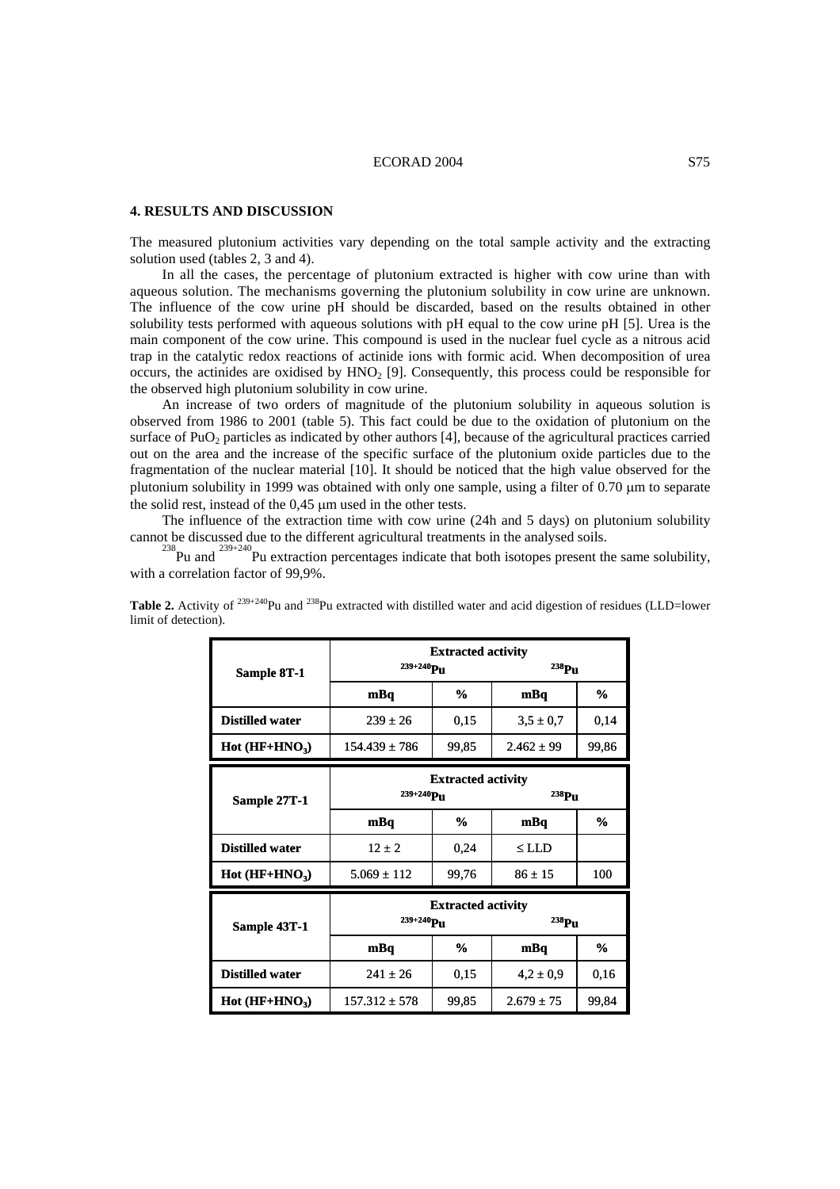## 4. RESULTS AND DISCUSSION

The measured plutonium activities vary depending on the total sample activity and the extracting solution used (tables 2, 3 and 4).

In all the cases, the percentage of plutonium extracted is higher with cow urine than with aqueous solution. The mechanisms governing the plutonium solubility in cow urine are unknown. The influence of the cow urine pH should be discarded, based on the results obtained in other solubility tests performed with aqueous solutions with pH equal to the cow urine pH [5]. Urea is the main component of the cow urine. This compound is used in the nuclear fuel cycle as a nitrous acid trap in the catalytic redox reactions of actinide ions with formic acid. When decomposition of urea occurs, the actinides are oxidised by $HNO_2$ [9]. Consequently, this process could be responsible for the observed high plutonium solubility in cow urine.

An increase of two orders of magnitude of the plutonium solubility in aqueous solution is observed from 1986 to 2001 (table 5). This fact could be due to the oxidation of plutonium on the surface of $PuO_2$ particles as indicated by other authors [4], because of the agricultural practices carried out on the area and the increase of the specific surface of the plutonium oxide particles due to the fragmentation of the nuclear material [10]. It should be noticed that the high value observed for the plutonium solubility in 1999 was obtained with only one sample, using a filter of 0.70 μm to separate the solid rest, instead of the 0,45 μm used in the other tests.

The influence of the extraction time with cow urine (24h and 5 days) on plutonium solubility cannot be discussed due to the different agricultural treatments in the analysed soils.

$^{238}$Pu and $^{239+240}$Pu extraction percentages indicate that both isotopes present the same solubility, with a correlation factor of 99,9%.

**Table 2.** Activity of $^{239+240}$Pu and $^{238}$Pu extracted with distilled water and acid digestion of residues (LLD=lower limit of detection).

| Sample 8T-1 | Extracted activity $^{239+240}$Pu | | Extracted activity $^{238}$Pu | |
|---|---|---|---|---|
| | mBq | % | mBq | % |
| Distilled water | 239 ± 26 | 0,15 | 3,5 ± 0,7 | 0,14 |
| Hot ($HF+HNO_3$) | 154.439 ± 786 | 99,85 | 2.462 ± 99 | 99,86 |

| Sample 27T-1 | Extracted activity $^{239+240}$Pu | | Extracted activity $^{238}$Pu | |
|---|---|---|---|---|
| | mBq | % | mBq | % |
| Distilled water | 12 ± 2 | 0,24 | ≤ LLD | |
| Hot ($HF+HNO_3$) | 5.069 ± 112 | 99,76 | 86 ± 15 | 100 |

| Sample 43T-1 | Extracted activity $^{239+240}$Pu | | Extracted activity $^{238}$Pu | |
|---|---|---|---|---|
| | mBq | % | mBq | % |
| Distilled water | 241 ± 26 | 0,15 | 4,2 ± 0,9 | 0,16 |
| Hot ($HF+HNO_3$) | 157.312 ± 578 | 99,85 | 2.679 ± 75 | 99,84 |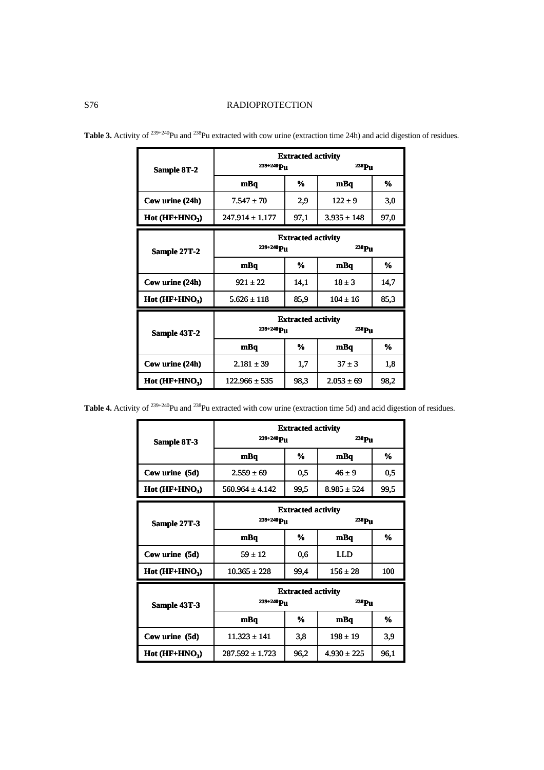**Table 3.** Activity of $^{239+240}Pu$ and $^{238}Pu$ extracted with cow urine (extraction time 24h) and acid digestion of residues.

| Sample 8T-2 | Extracted activity $^{239+240}Pu$ | | $^{238}Pu$ | |
|---|---|---|---|---|
| | mBq | % | mBq | % |
| Cow urine (24h) | 7.547 ± 70 | 2,9 | 122 ± 9 | 3,0 |
| Hot ($HF+HNO_3$) | 247.914 ± 1.177 | 97,1 | 3.935 ± 148 | 97,0 |

| Sample 27T-2 | Extracted activity $^{239+240}Pu$ | | $^{238}Pu$ | |
|---|---|---|---|---|
| | mBq | % | mBq | % |
| Cow urine (24h) | 921 ± 22 | 14,1 | 18 ± 3 | 14,7 |
| Hot ($HF+HNO_3$) | 5.626 ± 118 | 85,9 | 104 ± 16 | 85,3 |

| Sample 43T-2 | Extracted activity $^{239+240}Pu$ | | $^{238}Pu$ | |
|---|---|---|---|---|
| | mBq | % | mBq | % |
| Cow urine (24h) | 2.181 ± 39 | 1,7 | 37 ± 3 | 1,8 |
| Hot ($HF+HNO_3$) | 122.966 ± 535 | 98,3 | 2.053 ± 69 | 98,2 |

**Table 4.** Activity of $^{239+240}Pu$ and $^{238}Pu$ extracted with cow urine (extraction time 5d) and acid digestion of residues.

| Sample 8T-3 | Extracted activity $^{239+240}Pu$ | | $^{238}Pu$ | |
|---|---|---|---|---|
| | mBq | % | mBq | % |
| Cow urine (5d) | 2.559 ± 69 | 0,5 | 46 ± 9 | 0,5 |
| Hot ($HF+HNO_3$) | 560.964 ± 4.142 | 99,5 | 8.985 ± 524 | 99,5 |

| Sample 27T-3 | Extracted activity $^{239+240}Pu$ | | $^{238}Pu$ | |
|---|---|---|---|---|
| | mBq | % | mBq | % |
| Cow urine (5d) | 59 ± 12 | 0,6 | LLD | |
| Hot ($HF+HNO_3$) | 10.365 ± 228 | 99,4 | 156 ± 28 | 100 |

| Sample 43T-3 | Extracted activity $^{239+240}Pu$ | | $^{238}Pu$ | |
|---|---|---|---|---|
| | mBq | % | mBq | % |
| Cow urine (5d) | 11.323 ± 141 | 3,8 | 198 ± 19 | 3,9 |
| Hot ($HF+HNO_3$) | 287.592 ± 1.723 | 96,2 | 4.930 ± 225 | 96,1 |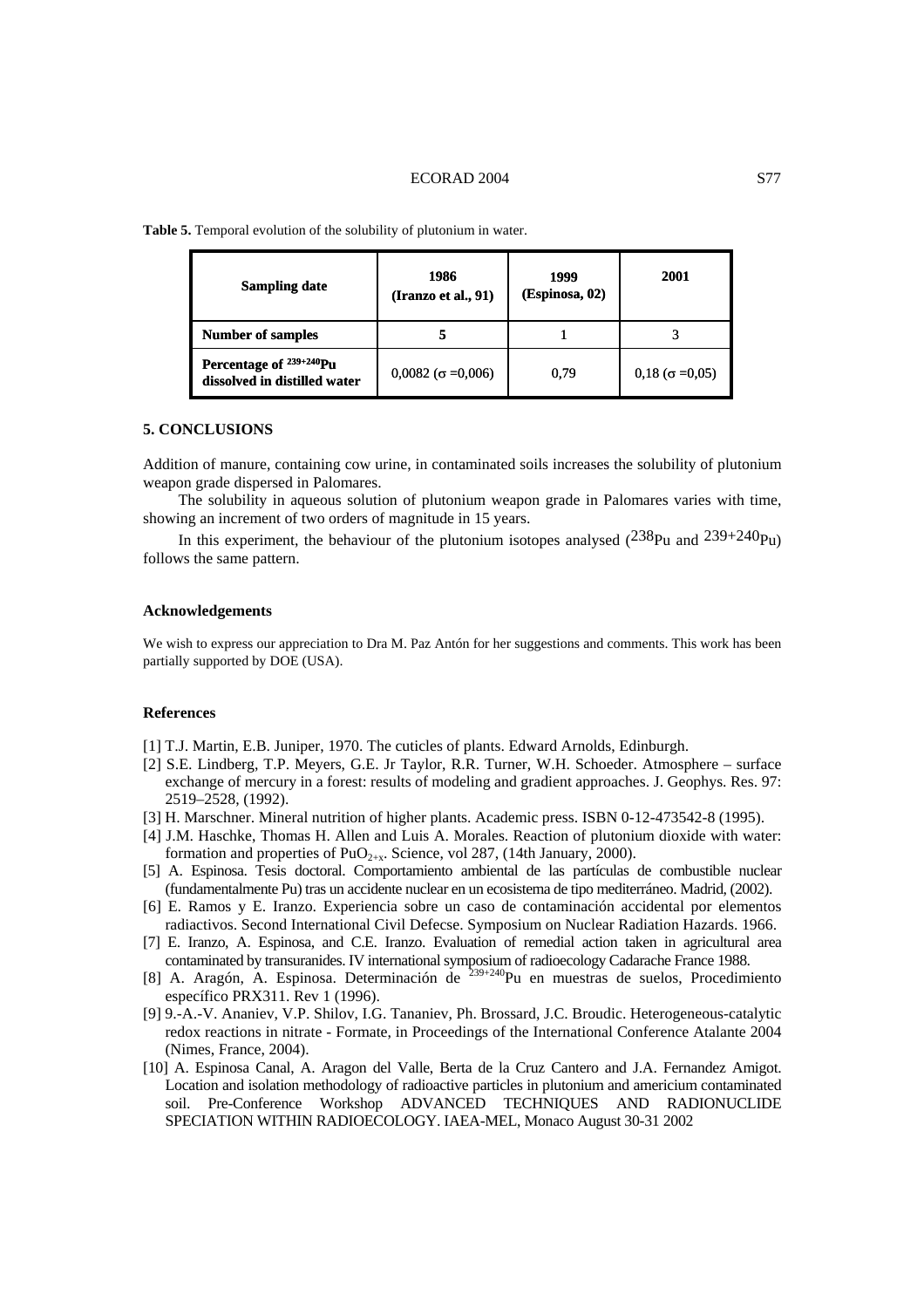**Table 5.** Temporal evolution of the solubility of plutonium in water.

| Sampling date | 1986 (Iranzo et al., 91) | 1999 (Espinosa, 02) | 2001 |
|---|---|---|---|
| Number of samples | 5 | 1 | 3 |
| Percentage of $^{239+240}Pu$ dissolved in distilled water | 0,0082 ($\sigma$ =0,006) | 0,79 | 0,18 ($\sigma$ =0,05) |

## 5. CONCLUSIONS

Addition of manure, containing cow urine, in contaminated soils increases the solubility of plutonium weapon grade dispersed in Palomares.

The solubility in aqueous solution of plutonium weapon grade in Palomares varies with time, showing an increment of two orders of magnitude in 15 years.

In this experiment, the behaviour of the plutonium isotopes analysed ($^{238}Pu$ and $^{239+240}Pu$) follows the same pattern.

### Acknowledgements

We wish to express our appreciation to Dra M. Paz Antón for her suggestions and comments. This work has been partially supported by DOE (USA).

### References

[1] T.J. Martin, E.B. Juniper, 1970. The cuticles of plants. Edward Arnolds, Edinburgh.

[2] S.E. Lindberg, T.P. Meyers, G.E. Jr Taylor, R.R. Turner, W.H. Schoeder. Atmosphere – surface exchange of mercury in a forest: results of modeling and gradient approaches. J. Geophys. Res. 97: 2519–2528, (1992).

[3] H. Marschner. Mineral nutrition of higher plants. Academic press. ISBN 0-12-473542-8 (1995).

[4] J.M. Haschke, Thomas H. Allen and Luis A. Morales. Reaction of plutonium dioxide with water: formation and properties of $PuO_{2+x}$. Science, vol 287, (14th January, 2000).

[5] A. Espinosa. Tesis doctoral. Comportamiento ambiental de las partículas de combustible nuclear (fundamentalmente Pu) tras un accidente nuclear en un ecosistema de tipo mediterráneo. Madrid, (2002).

[6] E. Ramos y E. Iranzo. Experiencia sobre un caso de contaminación accidental por elementos radiactivos. Second International Civil Defecse. Symposium on Nuclear Radiation Hazards. 1966.

[7] E. Iranzo, A. Espinosa, and C.E. Iranzo. Evaluation of remedial action taken in agricultural area contaminated by transuranides. IV international symposium of radioecology Cadarache France 1988.

[8] A. Aragón, A. Espinosa. Determinación de $^{239+240}Pu$ en muestras de suelos, Procedimiento específico PRX311. Rev 1 (1996).

[9] 9.-A.-V. Ananiev, V.P. Shilov, I.G. Tananiev, Ph. Brossard, J.C. Broudic. Heterogeneous-catalytic redox reactions in nitrate - Formate, in Proceedings of the International Conference Atalante 2004 (Nimes, France, 2004).

[10] A. Espinosa Canal, A. Aragon del Valle, Berta de la Cruz Cantero and J.A. Fernandez Amigot. Location and isolation methodology of radioactive particles in plutonium and americium contaminated soil. Pre-Conference Workshop ADVANCED TECHNIQUES AND RADIONUCLIDE SPECIATION WITHIN RADIOECOLOGY. IAEA-MEL, Monaco August 30-31 2002